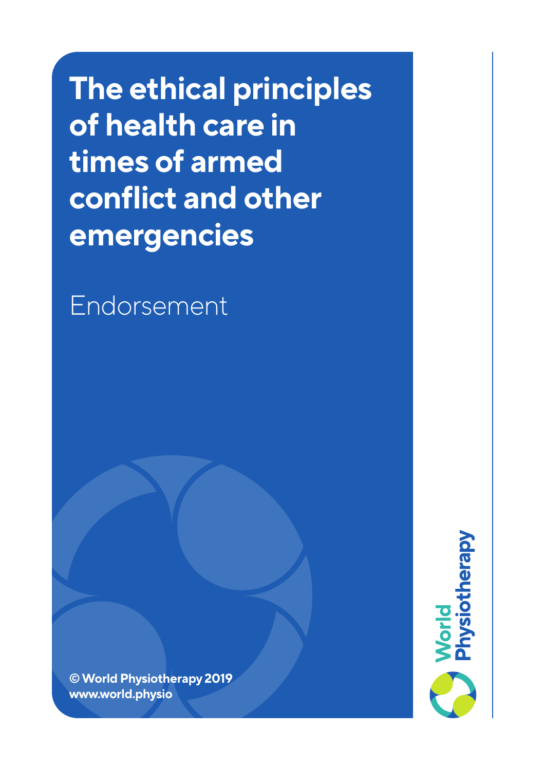# The ethical principles of health care in times of armed conflict and other emergencies

Endorsement

© World Physiotherapy 2019
www.world.physio

World Physiotherapy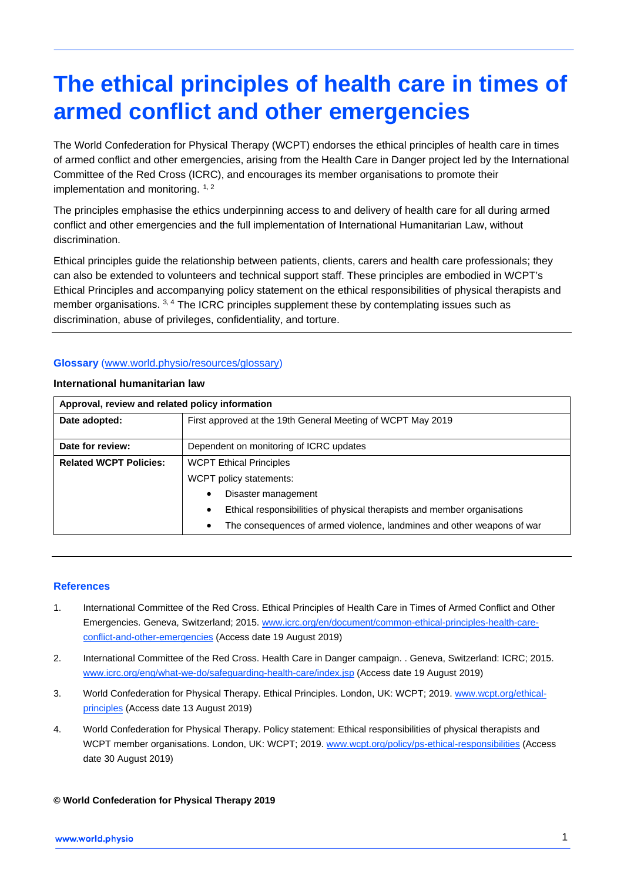# The ethical principles of health care in times of armed conflict and other emergencies

The World Confederation for Physical Therapy (WCPT) endorses the ethical principles of health care in times of armed conflict and other emergencies, arising from the Health Care in Danger project led by the International Committee of the Red Cross (ICRC), and encourages its member organisations to promote their implementation and monitoring. [1, 2]

The principles emphasise the ethics underpinning access to and delivery of health care for all during armed conflict and other emergencies and the full implementation of International Humanitarian Law, without discrimination.

Ethical principles guide the relationship between patients, clients, carers and health care professionals; they can also be extended to volunteers and technical support staff. These principles are embodied in WCPT's Ethical Principles and accompanying policy statement on the ethical responsibilities of physical therapists and member organisations. [3, 4] The ICRC principles supplement these by contemplating issues such as discrimination, abuse of privileges, confidentiality, and torture.

---

**Glossary** (www.world.physio/resources/glossary)

**International humanitarian law**

| **Approval, review and related policy information** | |
|---|---|
| **Date adopted:** | First approved at the 19th General Meeting of WCPT May 2019 |
| **Date for review:** | Dependent on monitoring of ICRC updates |
| **Related WCPT Policies:** | WCPT Ethical Principles<br>WCPT policy statements:<br>• Disaster management<br>• Ethical responsibilities of physical therapists and member organisations<br>• The consequences of armed violence, landmines and other weapons of war |

---

## References

1. International Committee of the Red Cross. Ethical Principles of Health Care in Times of Armed Conflict and Other Emergencies. Geneva, Switzerland; 2015. www.icrc.org/en/document/common-ethical-principles-health-care-conflict-and-other-emergencies (Access date 19 August 2019)

2. International Committee of the Red Cross. Health Care in Danger campaign. . Geneva, Switzerland: ICRC; 2015. www.icrc.org/eng/what-we-do/safeguarding-health-care/index.jsp (Access date 19 August 2019)

3. World Confederation for Physical Therapy. Ethical Principles. London, UK: WCPT; 2019. www.wcpt.org/ethical-principles (Access date 13 August 2019)

4. World Confederation for Physical Therapy. Policy statement: Ethical responsibilities of physical therapists and WCPT member organisations. London, UK: WCPT; 2019. www.wcpt.org/policy/ps-ethical-responsibilities (Access date 30 August 2019)

**© World Confederation for Physical Therapy 2019**